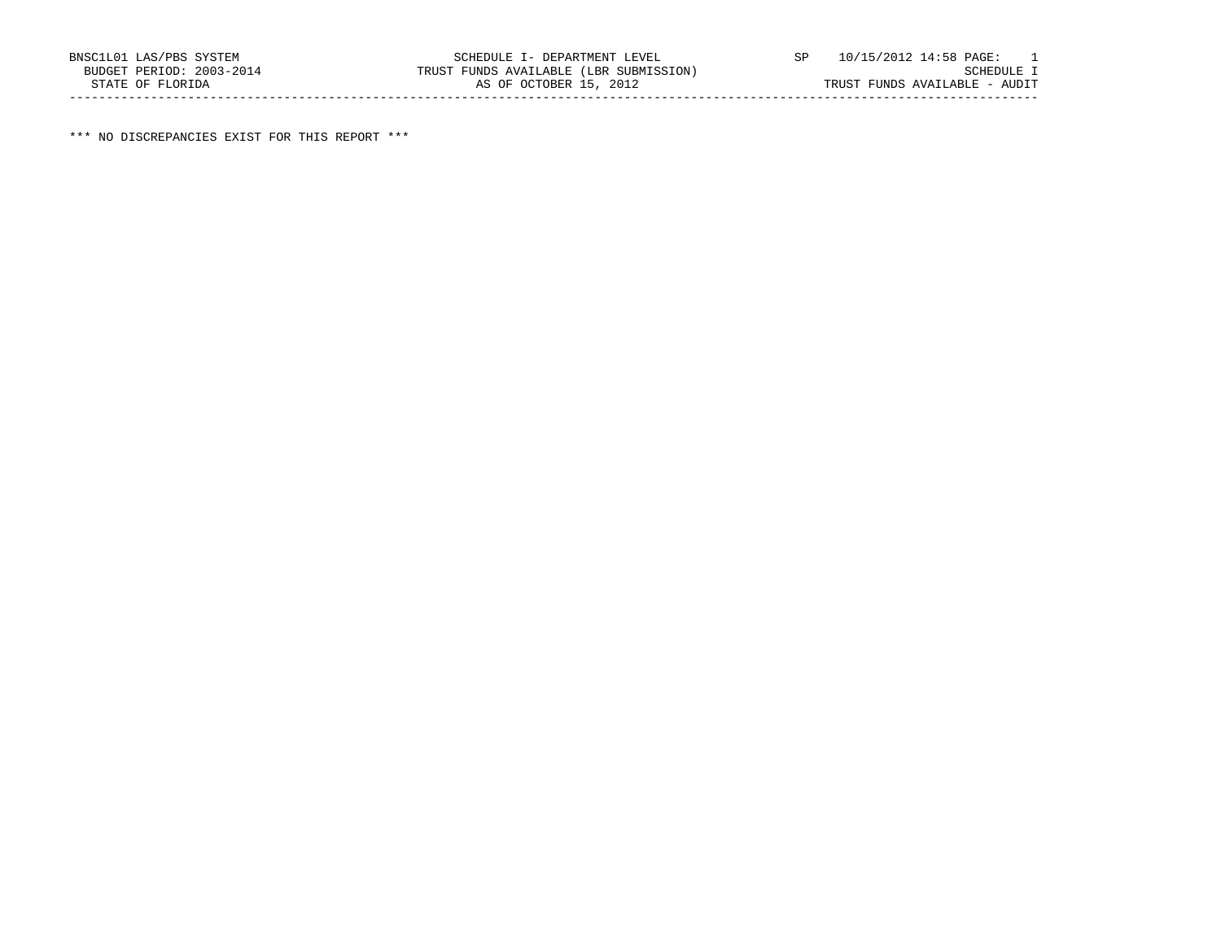BNSC1L01 LAS/PBS SYSTEM SCHEDULE I- DEPARTMENT LEVEL SP 10/15/2012 14:58 PAGE: 1
BUDGET PERIOD: 2003-2014 TRUST FUNDS AVAILABLE (LBR SUBMISSION) SCHEDULE I
STATE OF FLORIDA AS OF OCTOBER 15, 2012 TRUST FUNDS AVAILABLE - AUDIT

*** NO DISCREPANCIES EXIST FOR THIS REPORT ***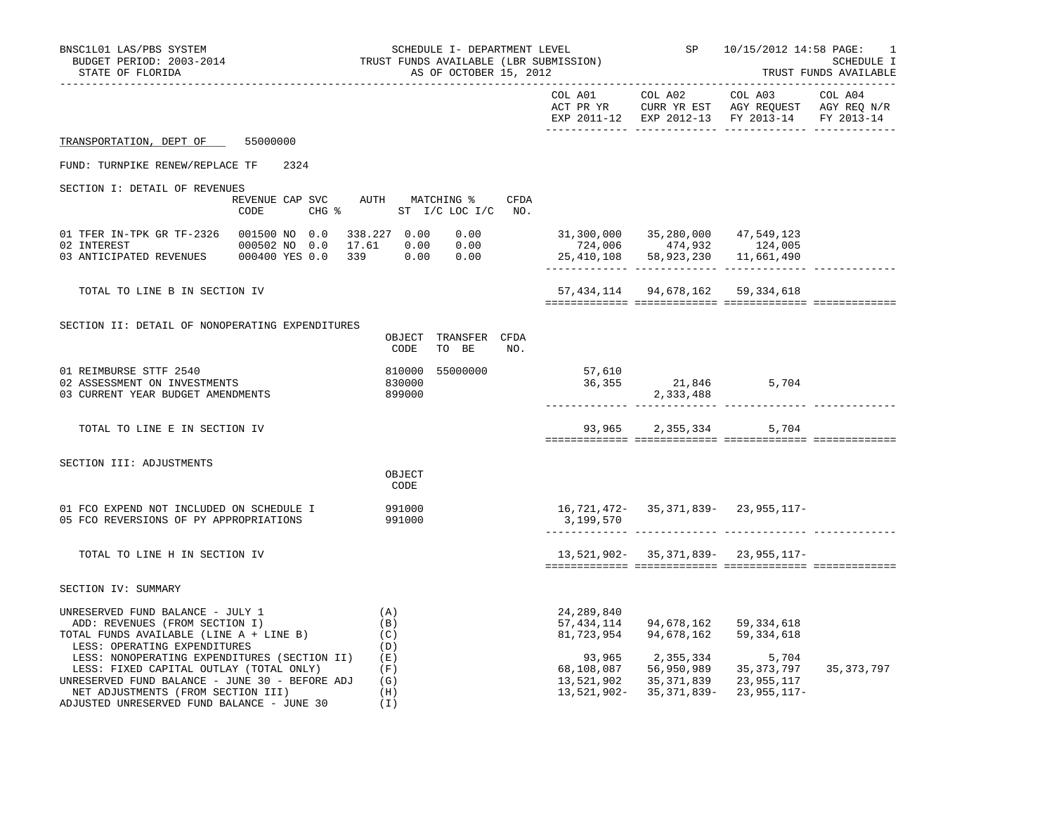BNSC1L01 LAS/PBS SYSTEM — SCHEDULE I- DEPARTMENT LEVEL — SP 10/15/2012 14:58 PAGE: 1

BUDGET PERIOD: 2003-2014 — TRUST FUNDS AVAILABLE (LBR SUBMISSION) — SCHEDULE I

STATE OF FLORIDA — AS OF OCTOBER 15, 2012 — TRUST FUNDS AVAILABLE

**TRANSPORTATION, DEPT OF 55000000**

FUND: TURNPIKE RENEW/REPLACE TF 2324

## SECTION I: DETAIL OF REVENUES

| | REVENUE CODE | CAP SVC CHG % | AUTH | MATCHING % ST I/C | LOC I/C | CFDA NO. | COL A01 ACT PR YR EXP 2011-12 | COL A02 CURR YR EST EXP 2012-13 | COL A03 AGY REQUEST FY 2013-14 | COL A04 AGY REQ N/R FY 2013-14 |
|---|---|---|---|---|---|---|---|---|---|---|
| 01 TFER IN-TPK GR TF-2326 | 001500 | NO 0.0 | 338.227 | 0.00 | 0.00 | | 31,300,000 | 35,280,000 | 47,549,123 | |
| 02 INTEREST | 000502 | NO 0.0 | 17.61 | 0.00 | 0.00 | | 724,006 | 474,932 | 124,005 | |
| 03 ANTICIPATED REVENUES | 000400 | YES 0.0 | 339 | 0.00 | 0.00 | | 25,410,108 | 58,923,230 | 11,661,490 | |
| TOTAL TO LINE B IN SECTION IV | | | | | | | 57,434,114 | 94,678,162 | 59,334,618 | |

## SECTION II: DETAIL OF NONOPERATING EXPENDITURES

| | OBJECT CODE | TRANSFER TO BE | CFDA NO. | COL A01 | COL A02 | COL A03 | COL A04 |
|---|---|---|---|---|---|---|---|
| 01 REIMBURSE STTF 2540 | 810000 | 55000000 | | 57,610 | | | |
| 02 ASSESSMENT ON INVESTMENTS | 830000 | | | 36,355 | 21,846 | 5,704 | |
| 03 CURRENT YEAR BUDGET AMENDMENTS | 899000 | | | | 2,333,488 | | |
| TOTAL TO LINE E IN SECTION IV | | | | 93,965 | 2,355,334 | 5,704 | |

## SECTION III: ADJUSTMENTS

| | OBJECT CODE | COL A01 | COL A02 | COL A03 | COL A04 |
|---|---|---|---|---|---|
| 01 FCO EXPEND NOT INCLUDED ON SCHEDULE I | 991000 | 16,721,472- | 35,371,839- | 23,955,117- | |
| 05 FCO REVERSIONS OF PY APPROPRIATIONS | 991000 | 3,199,570 | | | |
| TOTAL TO LINE H IN SECTION IV | | 13,521,902- | 35,371,839- | 23,955,117- | |

## SECTION IV: SUMMARY

| | | COL A01 | COL A02 | COL A03 | COL A04 |
|---|---|---|---|---|---|
| UNRESERVED FUND BALANCE - JULY 1 | (A) | 24,289,840 | | | |
| ADD: REVENUES (FROM SECTION I) | (B) | 57,434,114 | 94,678,162 | 59,334,618 | |
| TOTAL FUNDS AVAILABLE (LINE A + LINE B) | (C) | 81,723,954 | 94,678,162 | 59,334,618 | |
| LESS: OPERATING EXPENDITURES | (D) | | | | |
| LESS: NONOPERATING EXPENDITURES (SECTION II) | (E) | 93,965 | 2,355,334 | 5,704 | |
| LESS: FIXED CAPITAL OUTLAY (TOTAL ONLY) | (F) | 68,108,087 | 56,950,989 | 35,373,797 | 35,373,797 |
| UNRESERVED FUND BALANCE - JUNE 30 - BEFORE ADJ | (G) | 13,521,902 | 35,371,839 | 23,955,117 | |
| NET ADJUSTMENTS (FROM SECTION III) | (H) | 13,521,902- | 35,371,839- | 23,955,117- | |
| ADJUSTED UNRESERVED FUND BALANCE - JUNE 30 | (I) | | | | |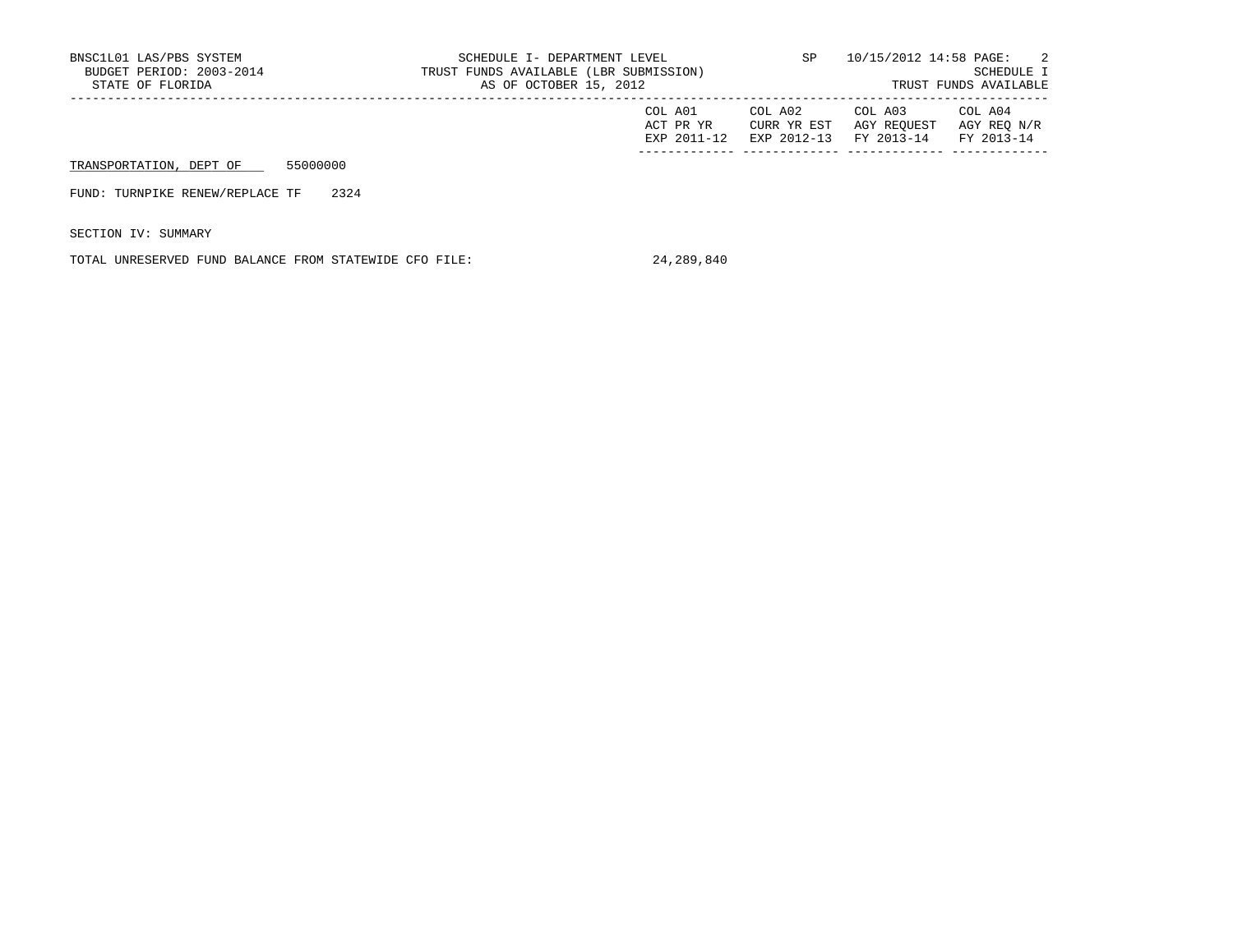| | COL A01 ACT PR YR EXP 2011-12 | COL A02 CURR YR EST EXP 2012-13 | COL A03 AGY REQUEST FY 2013-14 | COL A04 AGY REQ N/R FY 2013-14 |
|---|---|---|---|---|

TRANSPORTATION, DEPT OF 55000000

FUND: TURNPIKE RENEW/REPLACE TF 2324

SECTION IV: SUMMARY

| | COL A01 | COL A02 | COL A03 | COL A04 |
|---|---|---|---|---|
| TOTAL UNRESERVED FUND BALANCE FROM STATEWIDE CFO FILE: | 24,289,840 | | | |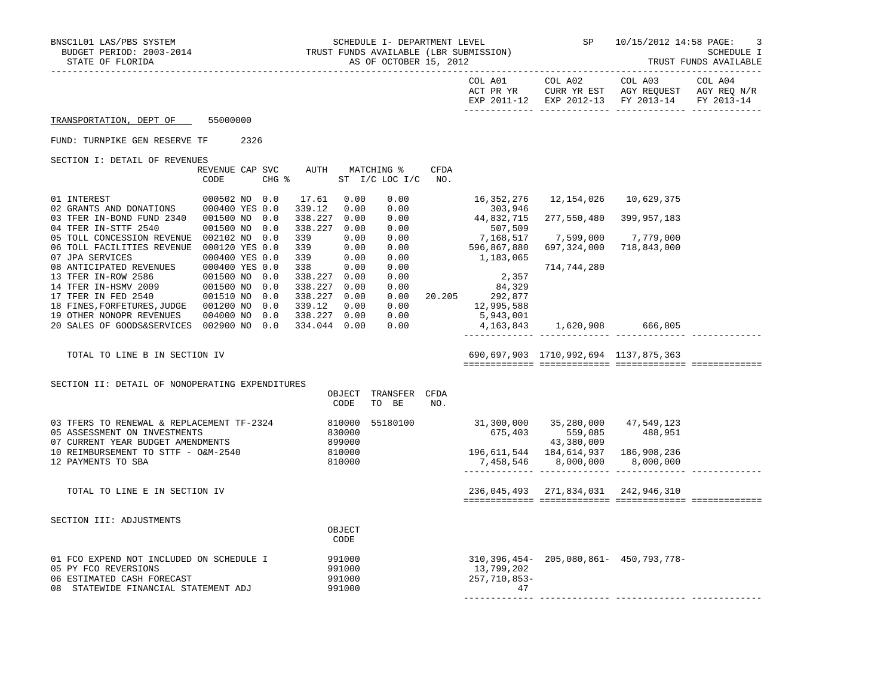BNSC1L01 LAS/PBS SYSTEM — SCHEDULE I- DEPARTMENT LEVEL — SP 10/15/2012 14:58

BUDGET PERIOD: 2003-2014 — TRUST FUNDS AVAILABLE (LBR SUBMISSION) — SCHEDULE I

STATE OF FLORIDA — AS OF OCTOBER 15, 2012 — TRUST FUNDS AVAILABLE

TRANSPORTATION, DEPT OF 55000000

FUND: TURNPIKE GEN RESERVE TF 2326

## SECTION I: DETAIL OF REVENUES

| | REVENUE CODE | CAP | SVC CHG % | AUTH ST | MATCHING % I/C | LOC I/C | CFDA NO. | COL A01 ACT PR YR EXP 2011-12 | COL A02 CURR YR EST EXP 2012-13 | COL A03 AGY REQUEST FY 2013-14 | COL A04 AGY REQ N/R FY 2013-14 |
|---|---|---|---|---|---|---|---|---|---|---|---|
| 01 INTEREST | 000502 | NO | 0.0 | 17.61 | 0.00 | 0.00 | | 16,352,276 | 12,154,026 | 10,629,375 | |
| 02 GRANTS AND DONATIONS | 000400 | YES | 0.0 | 339.12 | 0.00 | 0.00 | | 303,946 | | | |
| 03 TFER IN-BOND FUND 2340 | 001500 | NO | 0.0 | 338.227 | 0.00 | 0.00 | | 44,832,715 | 277,550,480 | 399,957,183 | |
| 04 TFER IN-STTF 2540 | 001500 | NO | 0.0 | 338.227 | 0.00 | 0.00 | | 507,509 | | | |
| 05 TOLL CONCESSION REVENUE | 002102 | NO | 0.0 | 339 | 0.00 | 0.00 | | 7,168,517 | 7,599,000 | 7,779,000 | |
| 06 TOLL FACILITIES REVENUE | 000120 | YES | 0.0 | 339 | 0.00 | 0.00 | | 596,867,880 | 697,324,000 | 718,843,000 | |
| 07 JPA SERVICES | 000400 | YES | 0.0 | 339 | 0.00 | 0.00 | | 1,183,065 | | | |
| 08 ANTICIPATED REVENUES | 000400 | YES | 0.0 | 338 | 0.00 | 0.00 | | | 714,744,280 | | |
| 13 TFER IN-ROW 2586 | 001500 | NO | 0.0 | 338.227 | 0.00 | 0.00 | | 2,357 | | | |
| 14 TFER IN-HSMV 2009 | 001500 | NO | 0.0 | 338.227 | 0.00 | 0.00 | | 84,329 | | | |
| 17 TFER IN FED 2540 | 001510 | NO | 0.0 | 338.227 | 0.00 | 0.00 | 20.205 | 292,877 | | | |
| 18 FINES,FORFETURES,JUDGE | 001200 | NO | 0.0 | 339.12 | 0.00 | 0.00 | | 12,995,588 | | | |
| 19 OTHER NONOPR REVENUES | 004000 | NO | 0.0 | 338.227 | 0.00 | 0.00 | | 5,943,001 | | | |
| 20 SALES OF GOODS&SERVICES | 002900 | NO | 0.0 | 334.044 | 0.00 | 0.00 | | 4,163,843 | 1,620,908 | 666,805 | |
| TOTAL TO LINE B IN SECTION IV | | | | | | | | 690,697,903 | 1710,992,694 | 1137,875,363 | |

## SECTION II: DETAIL OF NONOPERATING EXPENDITURES

| | OBJECT CODE | TRANSFER TO BE | CFDA NO. | COL A01 | COL A02 | COL A03 | COL A04 |
|---|---|---|---|---|---|---|---|
| 03 TFERS TO RENEWAL & REPLACEMENT TF-2324 | 810000 | 55180100 | | 31,300,000 | 35,280,000 | 47,549,123 | |
| 05 ASSESSMENT ON INVESTMENTS | 830000 | | | 675,403 | 559,085 | 488,951 | |
| 07 CURRENT YEAR BUDGET AMENDMENTS | 899000 | | | | 43,380,009 | | |
| 10 REIMBURSEMENT TO STTF - O&M-2540 | 810000 | | | 196,611,544 | 184,614,937 | 186,908,236 | |
| 12 PAYMENTS TO SBA | 810000 | | | 7,458,546 | 8,000,000 | 8,000,000 | |
| TOTAL TO LINE E IN SECTION IV | | | | 236,045,493 | 271,834,031 | 242,946,310 | |

## SECTION III: ADJUSTMENTS

| | OBJECT CODE | COL A01 | COL A02 | COL A03 | COL A04 |
|---|---|---|---|---|---|
| 01 FCO EXPEND NOT INCLUDED ON SCHEDULE I | 991000 | 310,396,454- | 205,080,861- | 450,793,778- | |
| 05 PY FCO REVERSIONS | 991000 | 13,799,202 | | | |
| 06 ESTIMATED CASH FORECAST | 991000 | 257,710,853- | | | |
| 08 STATEWIDE FINANCIAL STATEMENT ADJ | 991000 | 47 | | | |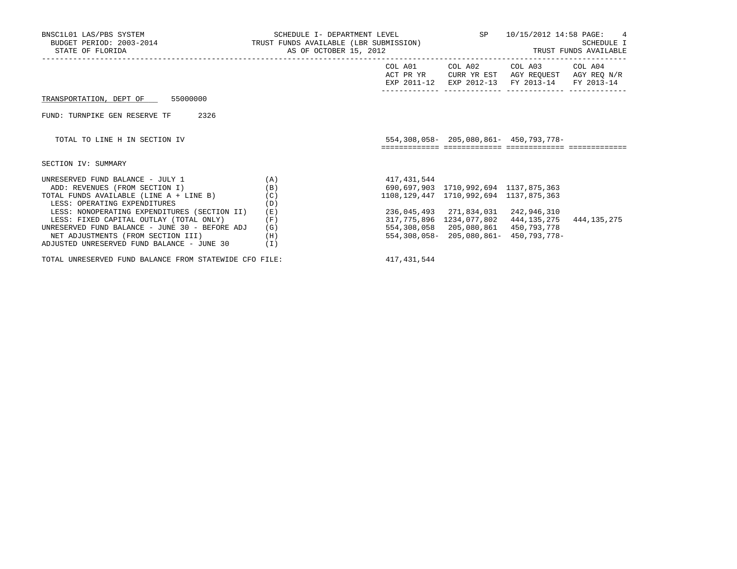BNSC1L01 LAS/PBS SYSTEM
BUDGET PERIOD: 2003-2014
STATE OF FLORIDA

SCHEDULE I- DEPARTMENT LEVEL
TRUST FUNDS AVAILABLE (LBR SUBMISSION)
AS OF OCTOBER 15, 2012

SP 10/15/2012 14:58 PAGE: 4
SCHEDULE I
TRUST FUNDS AVAILABLE

| | | COL A01 ACT PR YR EXP 2011-12 | COL A02 CURR YR EST EXP 2012-13 | COL A03 AGY REQUEST FY 2013-14 | COL A04 AGY REQ N/R FY 2013-14 |
|---|---|---|---|---|---|
| TRANSPORTATION, DEPT OF 55000000 | | | | | |
| FUND: TURNPIKE GEN RESERVE TF 2326 | | | | | |
| TOTAL TO LINE H IN SECTION IV | | 554,308,058- | 205,080,861- | 450,793,778- | |
| SECTION IV: SUMMARY | | | | | |
| UNRESERVED FUND BALANCE - JULY 1 | (A) | 417,431,544 | | | |
| ADD: REVENUES (FROM SECTION I) | (B) | 690,697,903 | 1710,992,694 | 1137,875,363 | |
| TOTAL FUNDS AVAILABLE (LINE A + LINE B) | (C) | 1108,129,447 | 1710,992,694 | 1137,875,363 | |
| LESS: OPERATING EXPENDITURES | (D) | | | | |
| LESS: NONOPERATING EXPENDITURES (SECTION II) | (E) | 236,045,493 | 271,834,031 | 242,946,310 | |
| LESS: FIXED CAPITAL OUTLAY (TOTAL ONLY) | (F) | 317,775,896 | 1234,077,802 | 444,135,275 | 444,135,275 |
| UNRESERVED FUND BALANCE - JUNE 30 - BEFORE ADJ | (G) | 554,308,058 | 205,080,861 | 450,793,778 | |
| NET ADJUSTMENTS (FROM SECTION III) | (H) | 554,308,058- | 205,080,861- | 450,793,778- | |
| ADJUSTED UNRESERVED FUND BALANCE - JUNE 30 | (I) | | | | |
| TOTAL UNRESERVED FUND BALANCE FROM STATEWIDE CFO FILE: | | 417,431,544 | | | |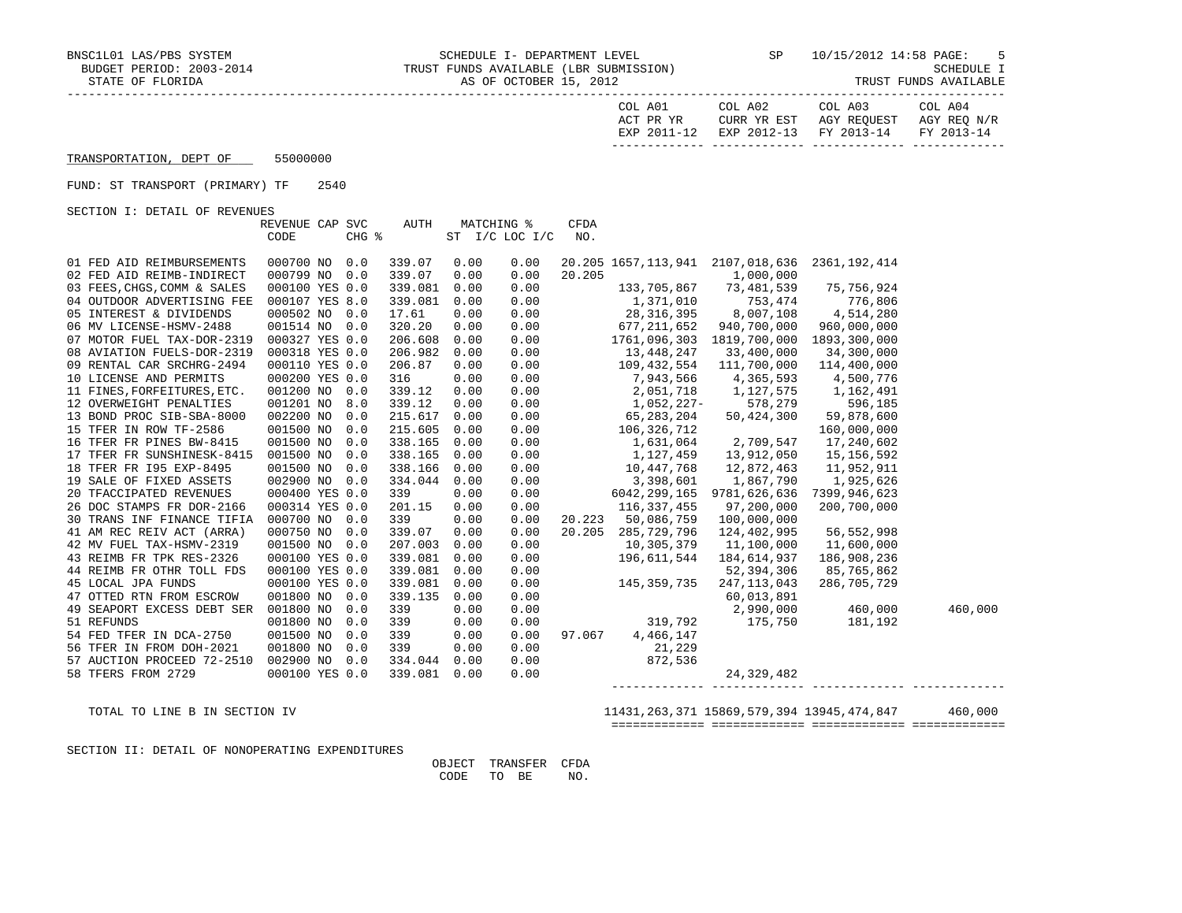BNSC1L01 LAS/PBS SYSTEM — SCHEDULE I- DEPARTMENT LEVEL — SP 10/15/2012 14:58 PAGE: 5

BUDGET PERIOD: 2003-2014 — TRUST FUNDS AVAILABLE (LBR SUBMISSION) — SCHEDULE I

STATE OF FLORIDA — AS OF OCTOBER 15, 2012 — TRUST FUNDS AVAILABLE

TRANSPORTATION, DEPT OF 55000000

FUND: ST TRANSPORT (PRIMARY) TF 2540

SECTION I: DETAIL OF REVENUES

| | REVENUE CODE | CAP | SVC CHG % | AUTH | MATCHING % ST | I/C LOC I/C | CFDA NO. | COL A01 ACT PR YR EXP 2011-12 | COL A02 CURR YR EST EXP 2012-13 | COL A03 AGY REQUEST FY 2013-14 | COL A04 AGY REQ N/R FY 2013-14 |
|---|---|---|---|---|---|---|---|---|---|---|---|
| 01 FED AID REIMBURSEMENTS | 000700 | NO | 0.0 | 339.07 | 0.00 | 0.00 | 20.205 | 1657,113,941 | 2107,018,636 | 2361,192,414 | |
| 02 FED AID REIMB-INDIRECT | 000799 | NO | 0.0 | 339.07 | 0.00 | 0.00 | 20.205 | | 1,000,000 | | |
| 03 FEES,CHGS,COMM & SALES | 000100 | YES | 0.0 | 339.081 | 0.00 | 0.00 | | 133,705,867 | 73,481,539 | 75,756,924 | |
| 04 OUTDOOR ADVERTISING FEE | 000107 | YES | 8.0 | 339.081 | 0.00 | 0.00 | | 1,371,010 | 753,474 | 776,806 | |
| 05 INTEREST & DIVIDENDS | 000502 | NO | 0.0 | 17.61 | 0.00 | 0.00 | | 28,316,395 | 8,007,108 | 4,514,280 | |
| 06 MV LICENSE-HSMV-2488 | 001514 | NO | 0.0 | 320.20 | 0.00 | 0.00 | | 677,211,652 | 940,700,000 | 960,000,000 | |
| 07 MOTOR FUEL TAX-DOR-2319 | 000327 | YES | 0.0 | 206.608 | 0.00 | 0.00 | | 1761,096,303 | 1819,700,000 | 1893,300,000 | |
| 08 AVIATION FUELS-DOR-2319 | 000318 | YES | 0.0 | 206.982 | 0.00 | 0.00 | | 13,448,247 | 33,400,000 | 34,300,000 | |
| 09 RENTAL CAR SRCHRG-2494 | 000110 | YES | 0.0 | 206.87 | 0.00 | 0.00 | | 109,432,554 | 111,700,000 | 114,400,000 | |
| 10 LICENSE AND PERMITS | 000200 | YES | 0.0 | 316 | 0.00 | 0.00 | | 7,943,566 | 4,365,593 | 4,500,776 | |
| 11 FINES,FORFEITURES,ETC. | 001200 | NO | 0.0 | 339.12 | 0.00 | 0.00 | | 2,051,718 | 1,127,575 | 1,162,491 | |
| 12 OVERWEIGHT PENALTIES | 001201 | NO | 8.0 | 339.12 | 0.00 | 0.00 | | 1,052,227- | 578,279 | 596,185 | |
| 13 BOND PROC SIB-SBA-8000 | 002200 | NO | 0.0 | 215.617 | 0.00 | 0.00 | | 65,283,204 | 50,424,300 | 59,878,600 | |
| 15 TFER IN ROW TF-2586 | 001500 | NO | 0.0 | 215.605 | 0.00 | 0.00 | | 106,326,712 | | 160,000,000 | |
| 16 TFER FR PINES BW-8415 | 001500 | NO | 0.0 | 338.165 | 0.00 | 0.00 | | 1,631,064 | 2,709,547 | 17,240,602 | |
| 17 TFER FR SUNSHINESK-8415 | 001500 | NO | 0.0 | 338.165 | 0.00 | 0.00 | | 1,127,459 | 13,912,050 | 15,156,592 | |
| 18 TFER FR I95 EXP-8495 | 001500 | NO | 0.0 | 338.166 | 0.00 | 0.00 | | 10,447,768 | 12,872,463 | 11,952,911 | |
| 19 SALE OF FIXED ASSETS | 002900 | NO | 0.0 | 334.044 | 0.00 | 0.00 | | 3,398,601 | 1,867,790 | 1,925,626 | |
| 20 TFACCIPATED REVENUES | 000400 | YES | 0.0 | 339 | 0.00 | 0.00 | | 6042,299,165 | 9781,626,636 | 7399,946,623 | |
| 26 DOC STAMPS FR DOR-2166 | 000314 | YES | 0.0 | 201.15 | 0.00 | 0.00 | | 116,337,455 | 97,200,000 | 200,700,000 | |
| 30 TRANS INF FINANCE TIFIA | 000700 | NO | 0.0 | 339 | 0.00 | 0.00 | 20.223 | 50,086,759 | 100,000,000 | | |
| 41 AM REC REIV ACT (ARRA) | 000750 | NO | 0.0 | 339.07 | 0.00 | 0.00 | 20.205 | 285,729,796 | 124,402,995 | 56,552,998 | |
| 42 MV FUEL TAX-HSMV-2319 | 001500 | NO | 0.0 | 207.003 | 0.00 | 0.00 | | 10,305,379 | 11,100,000 | 11,600,000 | |
| 43 REIMB FR TPK RES-2326 | 000100 | YES | 0.0 | 339.081 | 0.00 | 0.00 | | 196,611,544 | 184,614,937 | 186,908,236 | |
| 44 REIMB FR OTHR TOLL FDS | 000100 | YES | 0.0 | 339.081 | 0.00 | 0.00 | | | 52,394,306 | 85,765,862 | |
| 45 LOCAL JPA FUNDS | 000100 | YES | 0.0 | 339.081 | 0.00 | 0.00 | | 145,359,735 | 247,113,043 | 286,705,729 | |
| 47 OTTED RTN FROM ESCROW | 001800 | NO | 0.0 | 339.135 | 0.00 | 0.00 | | | 60,013,891 | | |
| 49 SEAPORT EXCESS DEBT SER | 001800 | NO | 0.0 | 339 | 0.00 | 0.00 | | | 2,990,000 | 460,000 | 460,000 |
| 51 REFUNDS | 001800 | NO | 0.0 | 339 | 0.00 | 0.00 | | 319,792 | 175,750 | 181,192 | |
| 54 FED TFER IN DCA-2750 | 001500 | NO | 0.0 | 339 | 0.00 | 0.00 | 97.067 | 4,466,147 | | | |
| 56 TFER IN FROM DOH-2021 | 001800 | NO | 0.0 | 339 | 0.00 | 0.00 | | 21,229 | | | |
| 57 AUCTION PROCEED 72-2510 | 002900 | NO | 0.0 | 334.044 | 0.00 | 0.00 | | 872,536 | | | |
| 58 TFERS FROM 2729 | 000100 | YES | 0.0 | 339.081 | 0.00 | 0.00 | | | 24,329,482 | | |
| TOTAL TO LINE B IN SECTION IV | | | | | | | | 11431,263,371 | 15869,579,394 | 13945,474,847 | 460,000 |

SECTION II: DETAIL OF NONOPERATING EXPENDITURES

| OBJECT CODE | TRANSFER TO BE | CFDA NO. |
|---|---|---|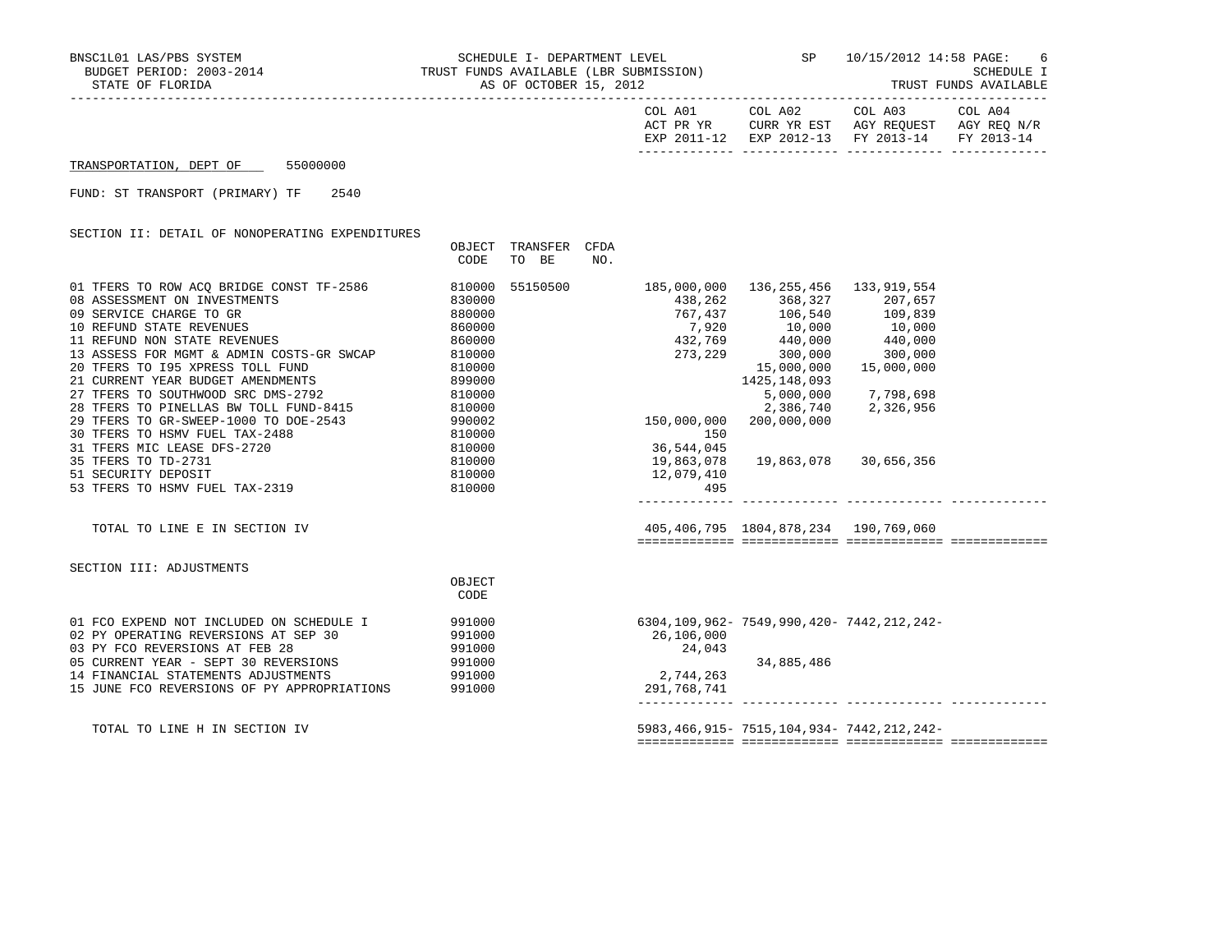BNSC1L01 LAS/PBS SYSTEM — SCHEDULE I- DEPARTMENT LEVEL — SP — 10/15/2012 14:58

BUDGET PERIOD: 2003-2014 — TRUST FUNDS AVAILABLE (LBR SUBMISSION) — SCHEDULE I

STATE OF FLORIDA — AS OF OCTOBER 15, 2012 — TRUST FUNDS AVAILABLE

TRANSPORTATION, DEPT OF 55000000

FUND: ST TRANSPORT (PRIMARY) TF 2540

## SECTION II: DETAIL OF NONOPERATING EXPENDITURES

| | OBJECT CODE | TRANSFER TO BE | CFDA NO. | COL A01 ACT PR YR EXP 2011-12 | COL A02 CURR YR EST EXP 2012-13 | COL A03 AGY REQUEST FY 2013-14 | COL A04 AGY REQ N/R FY 2013-14 |
|---|---|---|---|---|---|---|---|
| 01 TFERS TO ROW ACQ BRIDGE CONST TF-2586 | 810000 | 55150500 | | 185,000,000 | 136,255,456 | 133,919,554 | |
| 08 ASSESSMENT ON INVESTMENTS | 830000 | | | 438,262 | 368,327 | 207,657 | |
| 09 SERVICE CHARGE TO GR | 880000 | | | 767,437 | 106,540 | 109,839 | |
| 10 REFUND STATE REVENUES | 860000 | | | 7,920 | 10,000 | 10,000 | |
| 11 REFUND NON STATE REVENUES | 860000 | | | 432,769 | 440,000 | 440,000 | |
| 13 ASSESS FOR MGMT & ADMIN COSTS-GR SWCAP | 810000 | | | 273,229 | 300,000 | 300,000 | |
| 20 TFERS TO I95 XPRESS TOLL FUND | 810000 | | | | 15,000,000 | 15,000,000 | |
| 21 CURRENT YEAR BUDGET AMENDMENTS | 899000 | | | | 1425,148,093 | | |
| 27 TFERS TO SOUTHWOOD SRC DMS-2792 | 810000 | | | | 5,000,000 | 7,798,698 | |
| 28 TFERS TO PINELLAS BW TOLL FUND-8415 | 810000 | | | | 2,386,740 | 2,326,956 | |
| 29 TFERS TO GR-SWEEP-1000 TO DOE-2543 | 990002 | | | 150,000,000 | 200,000,000 | | |
| 30 TFERS TO HSMV FUEL TAX-2488 | 810000 | | | 150 | | | |
| 31 TFERS MIC LEASE DFS-2720 | 810000 | | | 36,544,045 | | | |
| 35 TFERS TO TD-2731 | 810000 | | | 19,863,078 | 19,863,078 | 30,656,356 | |
| 51 SECURITY DEPOSIT | 810000 | | | 12,079,410 | | | |
| 53 TFERS TO HSMV FUEL TAX-2319 | 810000 | | | 495 | | | |
| TOTAL TO LINE E IN SECTION IV | | | | 405,406,795 | 1804,878,234 | 190,769,060 | |

## SECTION III: ADJUSTMENTS

| | OBJECT CODE | COL A01 | COL A02 | COL A03 | COL A04 |
|---|---|---|---|---|---|
| 01 FCO EXPEND NOT INCLUDED ON SCHEDULE I | 991000 | 6304,109,962- | 7549,990,420- | 7442,212,242- | |
| 02 PY OPERATING REVERSIONS AT SEP 30 | 991000 | 26,106,000 | | | |
| 03 PY FCO REVERSIONS AT FEB 28 | 991000 | 24,043 | | | |
| 05 CURRENT YEAR - SEPT 30 REVERSIONS | 991000 | | 34,885,486 | | |
| 14 FINANCIAL STATEMENTS ADJUSTMENTS | 991000 | 2,744,263 | | | |
| 15 JUNE FCO REVERSIONS OF PY APPROPRIATIONS | 991000 | 291,768,741 | | | |
| TOTAL TO LINE H IN SECTION IV | | 5983,466,915- | 7515,104,934- | 7442,212,242- | |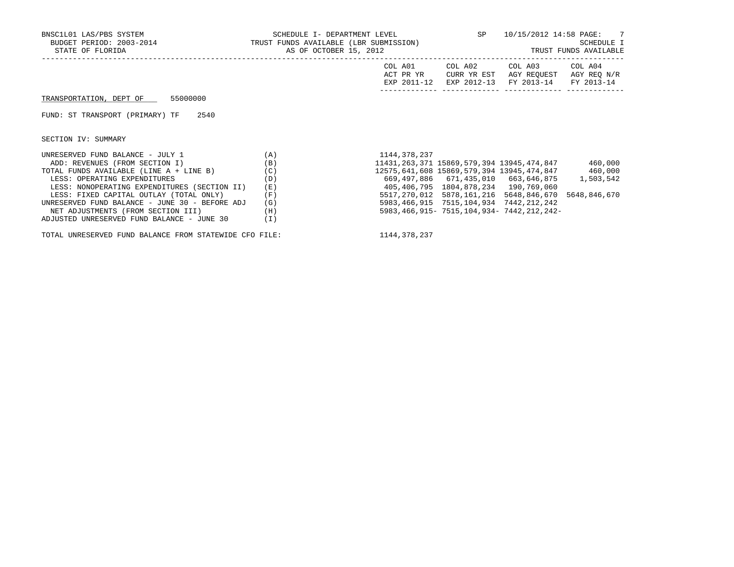BNSC1L01 LAS/PBS SYSTEM — SCHEDULE I- DEPARTMENT LEVEL — SP 10/15/2012 14:58 PAGE: 7

BUDGET PERIOD: 2003-2014 — TRUST FUNDS AVAILABLE (LBR SUBMISSION) — SCHEDULE I

STATE OF FLORIDA — AS OF OCTOBER 15, 2012 — TRUST FUNDS AVAILABLE

TRANSPORTATION, DEPT OF 55000000

FUND: ST TRANSPORT (PRIMARY) TF 2540

SECTION IV: SUMMARY

| | | COL A01 ACT PR YR EXP 2011-12 | COL A02 CURR YR EST EXP 2012-13 | COL A03 AGY REQUEST FY 2013-14 | COL A04 AGY REQ N/R FY 2013-14 |
|---|---|---|---|---|---|
| UNRESERVED FUND BALANCE - JULY 1 | (A) | 1144,378,237 | | | |
| ADD: REVENUES (FROM SECTION I) | (B) | 11431,263,371 | 15869,579,394 | 13945,474,847 | 460,000 |
| TOTAL FUNDS AVAILABLE (LINE A + LINE B) | (C) | 12575,641,608 | 15869,579,394 | 13945,474,847 | 460,000 |
| LESS: OPERATING EXPENDITURES | (D) | 669,497,886 | 671,435,010 | 663,646,875 | 1,503,542 |
| LESS: NONOPERATING EXPENDITURES (SECTION II) | (E) | 405,406,795 | 1804,878,234 | 190,769,060 | |
| LESS: FIXED CAPITAL OUTLAY (TOTAL ONLY) | (F) | 5517,270,012 | 5878,161,216 | 5648,846,670 | 5648,846,670 |
| UNRESERVED FUND BALANCE - JUNE 30 - BEFORE ADJ | (G) | 5983,466,915 | 7515,104,934 | 7442,212,242 | |
| NET ADJUSTMENTS (FROM SECTION III) | (H) | 5983,466,915- | 7515,104,934- | 7442,212,242- | |
| ADJUSTED UNRESERVED FUND BALANCE - JUNE 30 | (I) | | | | |

TOTAL UNRESERVED FUND BALANCE FROM STATEWIDE CFO FILE: 1144,378,237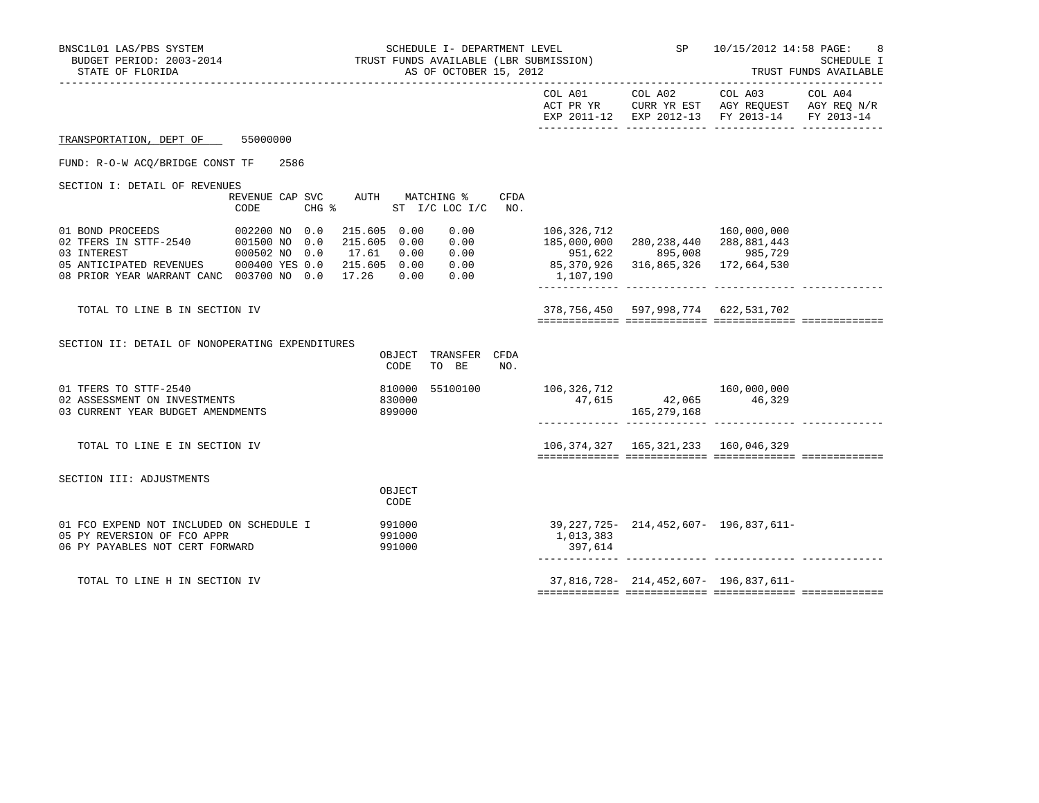BNSC1L01 LAS/PBS SYSTEM
BUDGET PERIOD: 2003-2014
STATE OF FLORIDA

SCHEDULE I- DEPARTMENT LEVEL
TRUST FUNDS AVAILABLE (LBR SUBMISSION)
AS OF OCTOBER 15, 2012

SP 10/15/2012 14:58 PAGE: 8
SCHEDULE I
TRUST FUNDS AVAILABLE

TRANSPORTATION, DEPT OF 55000000

FUND: R-O-W ACQ/BRIDGE CONST TF 2586

## SECTION I: DETAIL OF REVENUES

| | REVENUE CODE | CAP | SVC CHG % | AUTH ST | MATCHING % I/C | MATCHING % LOC I/C | CFDA NO. | COL A01 ACT PR YR EXP 2011-12 | COL A02 CURR YR EST EXP 2012-13 | COL A03 AGY REQUEST FY 2013-14 | COL A04 AGY REQ N/R FY 2013-14 |
|---|---|---|---|---|---|---|---|---|---|---|---|
| 01 BOND PROCEEDS | 002200 | NO | 0.0 | 215.605 | 0.00 | 0.00 | | 106,326,712 | | 160,000,000 | |
| 02 TFERS IN STTF-2540 | 001500 | NO | 0.0 | 215.605 | 0.00 | 0.00 | | 185,000,000 | 280,238,440 | 288,881,443 | |
| 03 INTEREST | 000502 | NO | 0.0 | 17.61 | 0.00 | 0.00 | | 951,622 | 895,008 | 985,729 | |
| 05 ANTICIPATED REVENUES | 000400 | YES | 0.0 | 215.605 | 0.00 | 0.00 | | 85,370,926 | 316,865,326 | 172,664,530 | |
| 08 PRIOR YEAR WARRANT CANC | 003700 | NO | 0.0 | 17.26 | 0.00 | 0.00 | | 1,107,190 | | | |
| TOTAL TO LINE B IN SECTION IV | | | | | | | | 378,756,450 | 597,998,774 | 622,531,702 | |

## SECTION II: DETAIL OF NONOPERATING EXPENDITURES

| | OBJECT CODE | TRANSFER TO BE | CFDA NO. | COL A01 ACT PR YR EXP 2011-12 | COL A02 CURR YR EST EXP 2012-13 | COL A03 AGY REQUEST FY 2013-14 | COL A04 AGY REQ N/R FY 2013-14 |
|---|---|---|---|---|---|---|---|
| 01 TFERS TO STTF-2540 | 810000 | 55100100 | | 106,326,712 | | 160,000,000 | |
| 02 ASSESSMENT ON INVESTMENTS | 830000 | | | 47,615 | 42,065 | 46,329 | |
| 03 CURRENT YEAR BUDGET AMENDMENTS | 899000 | | | | 165,279,168 | | |
| TOTAL TO LINE E IN SECTION IV | | | | 106,374,327 | 165,321,233 | 160,046,329 | |

## SECTION III: ADJUSTMENTS

| | OBJECT CODE | COL A01 ACT PR YR EXP 2011-12 | COL A02 CURR YR EST EXP 2012-13 | COL A03 AGY REQUEST FY 2013-14 | COL A04 AGY REQ N/R FY 2013-14 |
|---|---|---|---|---|---|
| 01 FCO EXPEND NOT INCLUDED ON SCHEDULE I | 991000 | 39,227,725- | 214,452,607- | 196,837,611- | |
| 05 PY REVERSION OF FCO APPR | 991000 | 1,013,383 | | | |
| 06 PY PAYABLES NOT CERT FORWARD | 991000 | 397,614 | | | |
| TOTAL TO LINE H IN SECTION IV | | 37,816,728- | 214,452,607- | 196,837,611- | |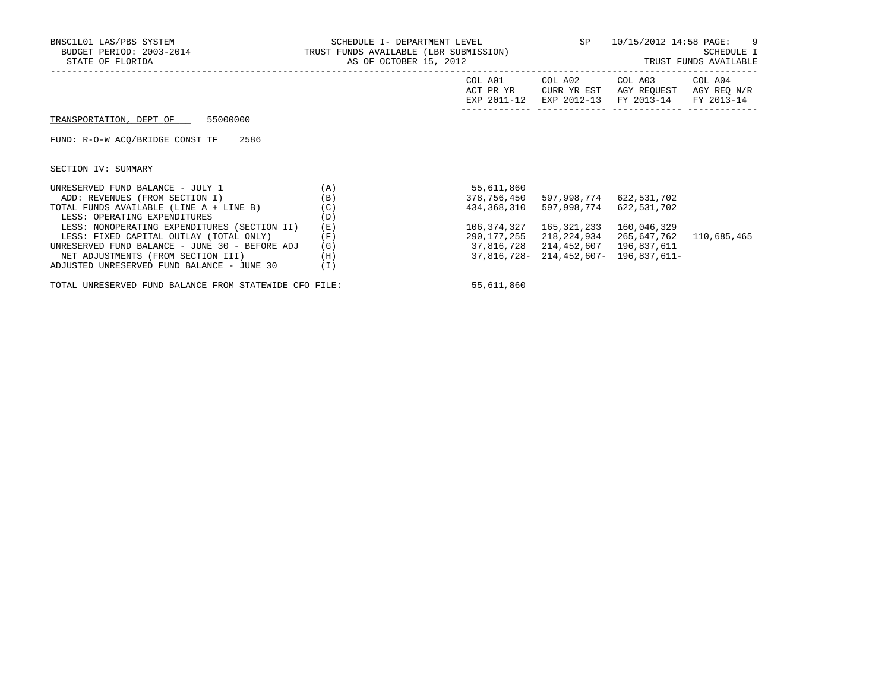BNSC1L01 LAS/PBS SYSTEM
BUDGET PERIOD: 2003-2014
STATE OF FLORIDA

SCHEDULE I- DEPARTMENT LEVEL
TRUST FUNDS AVAILABLE (LBR SUBMISSION)
AS OF OCTOBER 15, 2012

SP 10/15/2012 14:58
SCHEDULE I
TRUST FUNDS AVAILABLE

TRANSPORTATION, DEPT OF 55000000

FUND: R-O-W ACQ/BRIDGE CONST TF 2586

SECTION IV: SUMMARY

| | | COL A01 ACT PR YR EXP 2011-12 | COL A02 CURR YR EST EXP 2012-13 | COL A03 AGY REQUEST FY 2013-14 | COL A04 AGY REQ N/R FY 2013-14 |
|---|---|---|---|---|---|
| UNRESERVED FUND BALANCE - JULY 1 | (A) | 55,611,860 | | | |
| ADD: REVENUES (FROM SECTION I) | (B) | 378,756,450 | 597,998,774 | 622,531,702 | |
| TOTAL FUNDS AVAILABLE (LINE A + LINE B) | (C) | 434,368,310 | 597,998,774 | 622,531,702 | |
| LESS: OPERATING EXPENDITURES | (D) | | | | |
| LESS: NONOPERATING EXPENDITURES (SECTION II) | (E) | 106,374,327 | 165,321,233 | 160,046,329 | |
| LESS: FIXED CAPITAL OUTLAY (TOTAL ONLY) | (F) | 290,177,255 | 218,224,934 | 265,647,762 | 110,685,465 |
| UNRESERVED FUND BALANCE - JUNE 30 - BEFORE ADJ | (G) | 37,816,728 | 214,452,607 | 196,837,611 | |
| NET ADJUSTMENTS (FROM SECTION III) | (H) | 37,816,728- | 214,452,607- | 196,837,611- | |
| ADJUSTED UNRESERVED FUND BALANCE - JUNE 30 | (I) | | | | |

TOTAL UNRESERVED FUND BALANCE FROM STATEWIDE CFO FILE: 55,611,860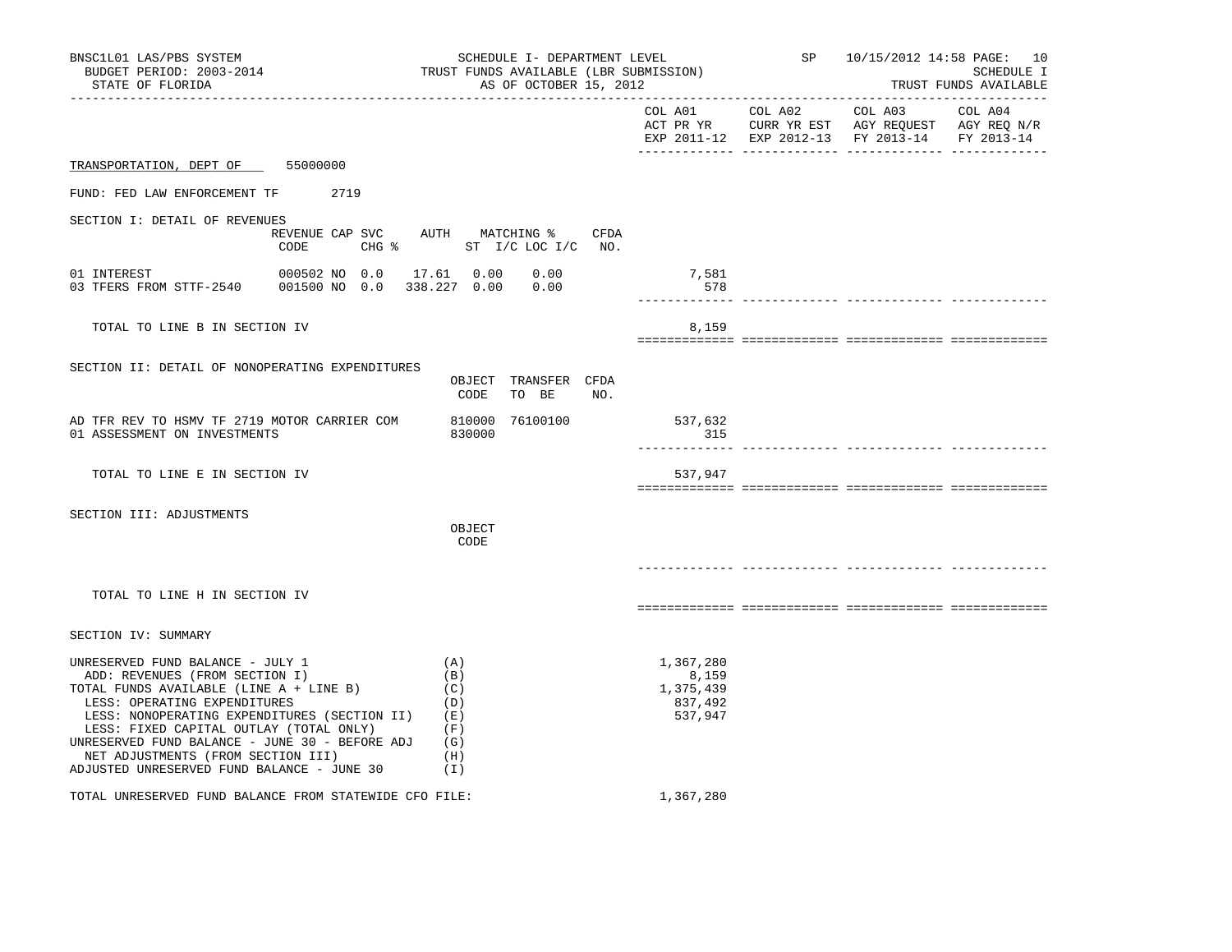BNSC1L01 LAS/PBS SYSTEM
BUDGET PERIOD: 2003-2014
STATE OF FLORIDA

SCHEDULE I- DEPARTMENT LEVEL
TRUST FUNDS AVAILABLE (LBR SUBMISSION)
AS OF OCTOBER 15, 2012

SP 10/15/2012 14:58 PAGE: 10
SCHEDULE I
TRUST FUNDS AVAILABLE

| | COL A01 ACT PR YR EXP 2011-12 | COL A02 CURR YR EST EXP 2012-13 | COL A03 AGY REQUEST FY 2013-14 | COL A04 AGY REQ N/R FY 2013-14 |
|---|---|---|---|---|

TRANSPORTATION, DEPT OF 55000000

FUND: FED LAW ENFORCEMENT TF 2719

SECTION I: DETAIL OF REVENUES

| | REVENUE CODE | CAP CHG | SVC % | AUTH ST | MATCHING % I/C | LOC I/C | CFDA NO. | COL A01 | COL A02 | COL A03 | COL A04 |
|---|---|---|---|---|---|---|---|---|---|---|---|
| 01 INTEREST | 000502 | NO | 0.0 | 17.61 | 0.00 | 0.00 | | 7,581 | | | |
| 03 TFERS FROM STTF-2540 | 001500 | NO | 0.0 | 338.227 | 0.00 | 0.00 | | 578 | | | |
| TOTAL TO LINE B IN SECTION IV | | | | | | | | 8,159 | | | |

SECTION II: DETAIL OF NONOPERATING EXPENDITURES

| | OBJECT CODE | TRANSFER TO BE | CFDA NO. | COL A01 | COL A02 | COL A03 | COL A04 |
|---|---|---|---|---|---|---|---|
| AD TFR REV TO HSMV TF 2719 MOTOR CARRIER COM | 810000 | 76100100 | | 537,632 | | | |
| 01 ASSESSMENT ON INVESTMENTS | 830000 | | | 315 | | | |
| TOTAL TO LINE E IN SECTION IV | | | | 537,947 | | | |

SECTION III: ADJUSTMENTS

| | OBJECT CODE | COL A01 | COL A02 | COL A03 | COL A04 |
|---|---|---|---|---|---|
| TOTAL TO LINE H IN SECTION IV | | | | | |

SECTION IV: SUMMARY

| | | COL A01 | COL A02 | COL A03 | COL A04 |
|---|---|---|---|---|---|
| UNRESERVED FUND BALANCE - JULY 1 | (A) | 1,367,280 | | | |
| ADD: REVENUES (FROM SECTION I) | (B) | 8,159 | | | |
| TOTAL FUNDS AVAILABLE (LINE A + LINE B) | (C) | 1,375,439 | | | |
| LESS: OPERATING EXPENDITURES | (D) | 837,492 | | | |
| LESS: NONOPERATING EXPENDITURES (SECTION II) | (E) | 537,947 | | | |
| LESS: FIXED CAPITAL OUTLAY (TOTAL ONLY) | (F) | | | | |
| UNRESERVED FUND BALANCE - JUNE 30 - BEFORE ADJ | (G) | | | | |
| NET ADJUSTMENTS (FROM SECTION III) | (H) | | | | |
| ADJUSTED UNRESERVED FUND BALANCE - JUNE 30 | (I) | | | | |

TOTAL UNRESERVED FUND BALANCE FROM STATEWIDE CFO FILE: 1,367,280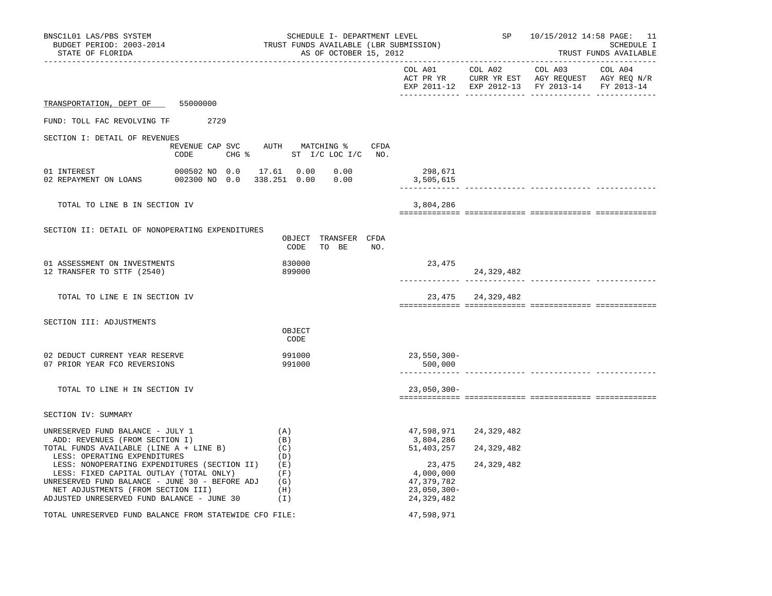BNSC1L01 LAS/PBS SYSTEM — SCHEDULE I- DEPARTMENT LEVEL — SP 10/15/2012 14:58 PAGE: 11
BUDGET PERIOD: 2003-2014 — TRUST FUNDS AVAILABLE (LBR SUBMISSION) — SCHEDULE I
STATE OF FLORIDA — AS OF OCTOBER 15, 2012 — TRUST FUNDS AVAILABLE

| | COL A01 ACT PR YR EXP 2011-12 | COL A02 CURR YR EST EXP 2012-13 | COL A03 AGY REQUEST FY 2013-14 | COL A04 AGY REQ N/R FY 2013-14 |
|---|---|---|---|---|

TRANSPORTATION, DEPT OF 55000000

FUND: TOLL FAC REVOLVING TF 2729

## SECTION I: DETAIL OF REVENUES

| | REVENUE CODE | CAP | SVC CHG % | AUTH ST | MATCHING % I/C | LOC I/C | CFDA NO. | COL A01 | COL A02 | COL A03 | COL A04 |
|---|---|---|---|---|---|---|---|---|---|---|---|
| 01 INTEREST | 000502 | NO | 0.0 | 17.61 | 0.00 | 0.00 | | 298,671 | | | |
| 02 REPAYMENT ON LOANS | 002300 | NO | 0.0 | 338.251 | 0.00 | 0.00 | | 3,505,615 | | | |
| TOTAL TO LINE B IN SECTION IV | | | | | | | | 3,804,286 | | | |

## SECTION II: DETAIL OF NONOPERATING EXPENDITURES

| | OBJECT CODE | TRANSFER TO BE | CFDA NO. | COL A01 | COL A02 | COL A03 | COL A04 |
|---|---|---|---|---|---|---|---|
| 01 ASSESSMENT ON INVESTMENTS | 830000 | | | 23,475 | | | |
| 12 TRANSFER TO STTF (2540) | 899000 | | | | 24,329,482 | | |
| TOTAL TO LINE E IN SECTION IV | | | | 23,475 | 24,329,482 | | |

## SECTION III: ADJUSTMENTS

| | OBJECT CODE | COL A01 | COL A02 | COL A03 | COL A04 |
|---|---|---|---|---|---|
| 02 DEDUCT CURRENT YEAR RESERVE | 991000 | 23,550,300- | | | |
| 07 PRIOR YEAR FCO REVERSIONS | 991000 | 500,000 | | | |
| TOTAL TO LINE H IN SECTION IV | | 23,050,300- | | | |

## SECTION IV: SUMMARY

| | | COL A01 | COL A02 | COL A03 | COL A04 |
|---|---|---|---|---|---|
| UNRESERVED FUND BALANCE - JULY 1 | (A) | 47,598,971 | 24,329,482 | | |
| ADD: REVENUES (FROM SECTION I) | (B) | 3,804,286 | | | |
| TOTAL FUNDS AVAILABLE (LINE A + LINE B) | (C) | 51,403,257 | 24,329,482 | | |
| LESS: OPERATING EXPENDITURES | (D) | | | | |
| LESS: NONOPERATING EXPENDITURES (SECTION II) | (E) | 23,475 | 24,329,482 | | |
| LESS: FIXED CAPITAL OUTLAY (TOTAL ONLY) | (F) | 4,000,000 | | | |
| UNRESERVED FUND BALANCE - JUNE 30 - BEFORE ADJ | (G) | 47,379,782 | | | |
| NET ADJUSTMENTS (FROM SECTION III) | (H) | 23,050,300- | | | |
| ADJUSTED UNRESERVED FUND BALANCE - JUNE 30 | (I) | 24,329,482 | | | |
| TOTAL UNRESERVED FUND BALANCE FROM STATEWIDE CFO FILE: | | 47,598,971 | | | |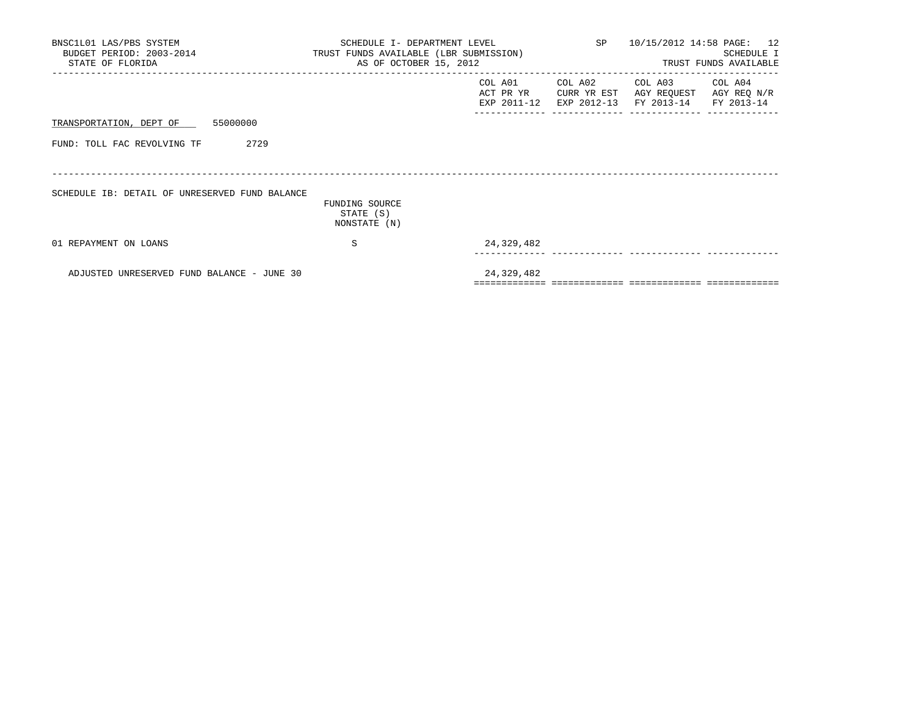BNSC1L01 LAS/PBS SYSTEM
BUDGET PERIOD: 2003-2014
STATE OF FLORIDA

SCHEDULE I- DEPARTMENT LEVEL
TRUST FUNDS AVAILABLE (LBR SUBMISSION)
AS OF OCTOBER 15, 2012

SP 10/15/2012 14:58 PAGE: 12
SCHEDULE I
TRUST FUNDS AVAILABLE

TRANSPORTATION, DEPT OF 55000000

FUND: TOLL FAC REVOLVING TF 2729

SCHEDULE IB: DETAIL OF UNRESERVED FUND BALANCE

| | FUNDING SOURCE STATE (S) NONSTATE (N) | COL A01 ACT PR YR EXP 2011-12 | COL A02 CURR YR EST EXP 2012-13 | COL A03 AGY REQUEST FY 2013-14 | COL A04 AGY REQ N/R FY 2013-14 |
|---|---|---|---|---|---|
| 01 REPAYMENT ON LOANS | S | 24,329,482 | | | |
| ADJUSTED UNRESERVED FUND BALANCE - JUNE 30 | | 24,329,482 | | | |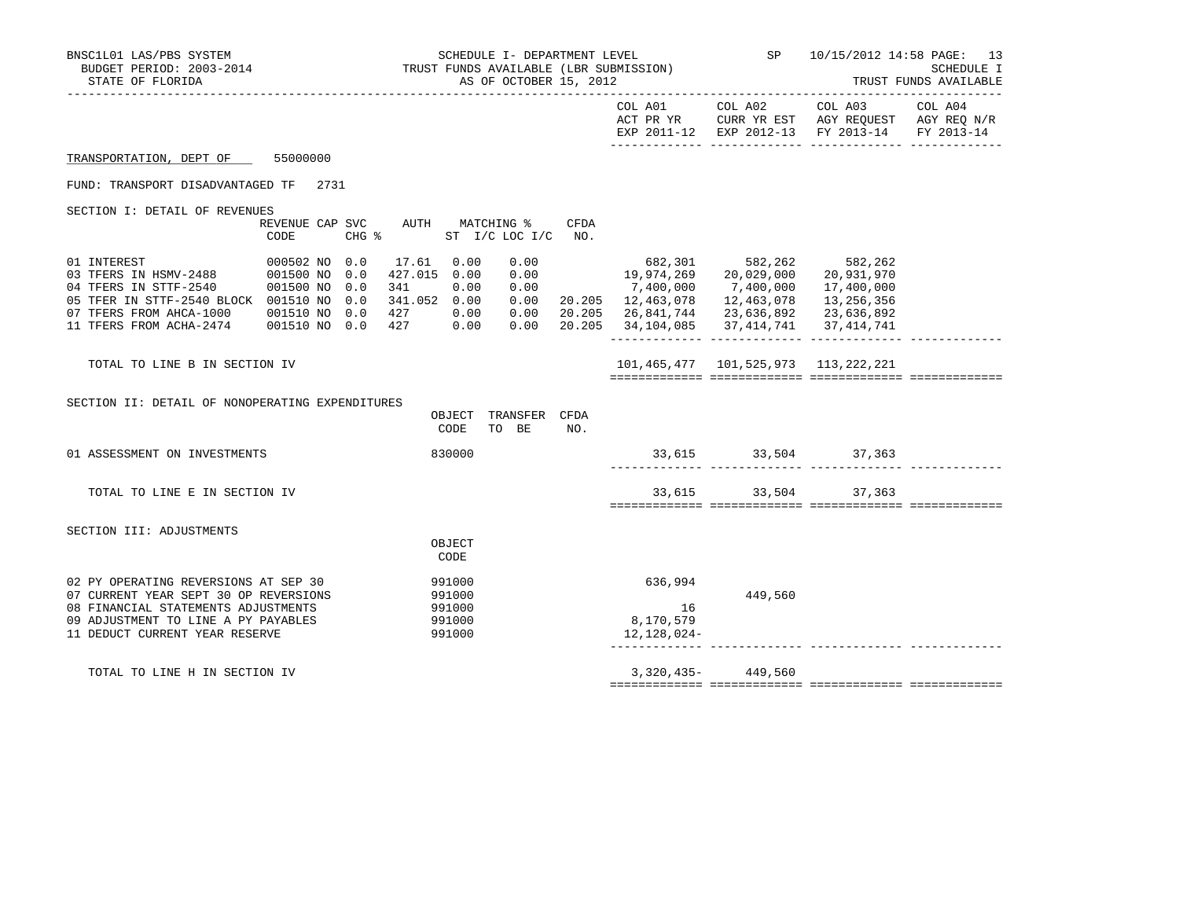BNSC1L01 LAS/PBS SYSTEM | SCHEDULE I- DEPARTMENT LEVEL | SP 10/15/2012 14:58 PAGE: 13

BUDGET PERIOD: 2003-2014 | TRUST FUNDS AVAILABLE (LBR SUBMISSION) | SCHEDULE I

STATE OF FLORIDA | AS OF OCTOBER 15, 2012 | TRUST FUNDS AVAILABLE

TRANSPORTATION, DEPT OF 55000000

FUND: TRANSPORT DISADVANTAGED TF 2731

## SECTION I: DETAIL OF REVENUES

| | REVENUE CODE | CAP | SVC CHG % | AUTH ST | MATCHING % I/C | LOC I/C | CFDA NO. | COL A01 ACT PR YR EXP 2011-12 | COL A02 CURR YR EST EXP 2012-13 | COL A03 AGY REQUEST FY 2013-14 | COL A04 AGY REQ N/R FY 2013-14 |
|---|---|---|---|---|---|---|---|---|---|---|---|
| 01 INTEREST | 000502 | NO | 0.0 | 17.61 | 0.00 | 0.00 | | 682,301 | 582,262 | 582,262 | |
| 03 TFERS IN HSMV-2488 | 001500 | NO | 0.0 | 427.015 | 0.00 | 0.00 | | 19,974,269 | 20,029,000 | 20,931,970 | |
| 04 TFERS IN STTF-2540 | 001500 | NO | 0.0 | 341 | 0.00 | 0.00 | | 7,400,000 | 7,400,000 | 17,400,000 | |
| 05 TFER IN STTF-2540 BLOCK | 001510 | NO | 0.0 | 341.052 | 0.00 | 0.00 | 20.205 | 12,463,078 | 12,463,078 | 13,256,356 | |
| 07 TFERS FROM AHCA-1000 | 001510 | NO | 0.0 | 427 | 0.00 | 0.00 | 20.205 | 26,841,744 | 23,636,892 | 23,636,892 | |
| 11 TFERS FROM ACHA-2474 | 001510 | NO | 0.0 | 427 | 0.00 | 0.00 | 20.205 | 34,104,085 | 37,414,741 | 37,414,741 | |
| TOTAL TO LINE B IN SECTION IV | | | | | | | | 101,465,477 | 101,525,973 | 113,222,221 | |

## SECTION II: DETAIL OF NONOPERATING EXPENDITURES

| | OBJECT CODE | TRANSFER TO BE | CFDA NO. | COL A01 | COL A02 | COL A03 | COL A04 |
|---|---|---|---|---|---|---|---|
| 01 ASSESSMENT ON INVESTMENTS | 830000 | | | 33,615 | 33,504 | 37,363 | |
| TOTAL TO LINE E IN SECTION IV | | | | 33,615 | 33,504 | 37,363 | |

## SECTION III: ADJUSTMENTS

| | OBJECT CODE | COL A01 | COL A02 | COL A03 | COL A04 |
|---|---|---|---|---|---|
| 02 PY OPERATING REVERSIONS AT SEP 30 | 991000 | 636,994 | | | |
| 07 CURRENT YEAR SEPT 30 OP REVERSIONS | 991000 | | 449,560 | | |
| 08 FINANCIAL STATEMENTS ADJUSTMENTS | 991000 | 16 | | | |
| 09 ADJUSTMENT TO LINE A PY PAYABLES | 991000 | 8,170,579 | | | |
| 11 DEDUCT CURRENT YEAR RESERVE | 991000 | 12,128,024- | | | |
| TOTAL TO LINE H IN SECTION IV | | 3,320,435- | 449,560 | | |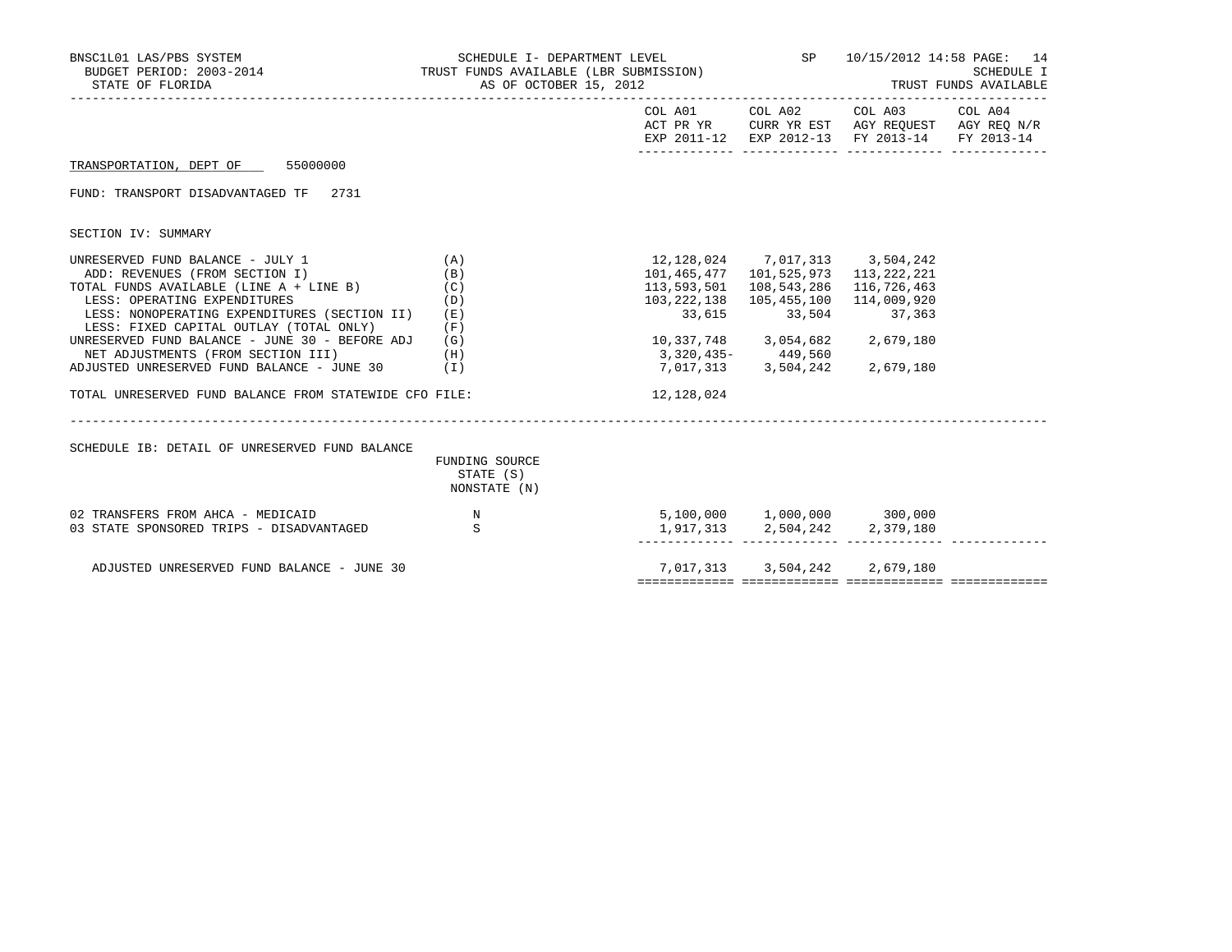SCHEDULE I- DEPARTMENT LEVEL
TRUST FUNDS AVAILABLE (LBR SUBMISSION)
AS OF OCTOBER 15, 2012

BNSC1L01 LAS/PBS SYSTEM
BUDGET PERIOD: 2003-2014
STATE OF FLORIDA

SP 10/15/2012 14:58
SCHEDULE I
TRUST FUNDS AVAILABLE

TRANSPORTATION, DEPT OF 55000000

FUND: TRANSPORT DISADVANTAGED TF 2731

SECTION IV: SUMMARY

| | | COL A01 ACT PR YR EXP 2011-12 | COL A02 CURR YR EST EXP 2012-13 | COL A03 AGY REQUEST FY 2013-14 | COL A04 AGY REQ N/R FY 2013-14 |
|---|---|---|---|---|---|
| UNRESERVED FUND BALANCE - JULY 1 | (A) | 12,128,024 | 7,017,313 | 3,504,242 | |
| ADD: REVENUES (FROM SECTION I) | (B) | 101,465,477 | 101,525,973 | 113,222,221 | |
| TOTAL FUNDS AVAILABLE (LINE A + LINE B) | (C) | 113,593,501 | 108,543,286 | 116,726,463 | |
| LESS: OPERATING EXPENDITURES | (D) | 103,222,138 | 105,455,100 | 114,009,920 | |
| LESS: NONOPERATING EXPENDITURES (SECTION II) | (E) | 33,615 | 33,504 | 37,363 | |
| LESS: FIXED CAPITAL OUTLAY (TOTAL ONLY) | (F) | | | | |
| UNRESERVED FUND BALANCE - JUNE 30 - BEFORE ADJ | (G) | 10,337,748 | 3,054,682 | 2,679,180 | |
| NET ADJUSTMENTS (FROM SECTION III) | (H) | 3,320,435- | 449,560 | | |
| ADJUSTED UNRESERVED FUND BALANCE - JUNE 30 | (I) | 7,017,313 | 3,504,242 | 2,679,180 | |
| TOTAL UNRESERVED FUND BALANCE FROM STATEWIDE CFO FILE: | | 12,128,024 | | | |

SCHEDULE IB: DETAIL OF UNRESERVED FUND BALANCE

| | FUNDING SOURCE STATE (S) NONSTATE (N) | COL A01 | COL A02 | COL A03 | COL A04 |
|---|---|---|---|---|---|
| 02 TRANSFERS FROM AHCA - MEDICAID | N | 5,100,000 | 1,000,000 | 300,000 | |
| 03 STATE SPONSORED TRIPS - DISADVANTAGED | S | 1,917,313 | 2,504,242 | 2,379,180 | |
| ADJUSTED UNRESERVED FUND BALANCE - JUNE 30 | | 7,017,313 | 3,504,242 | 2,679,180 | |